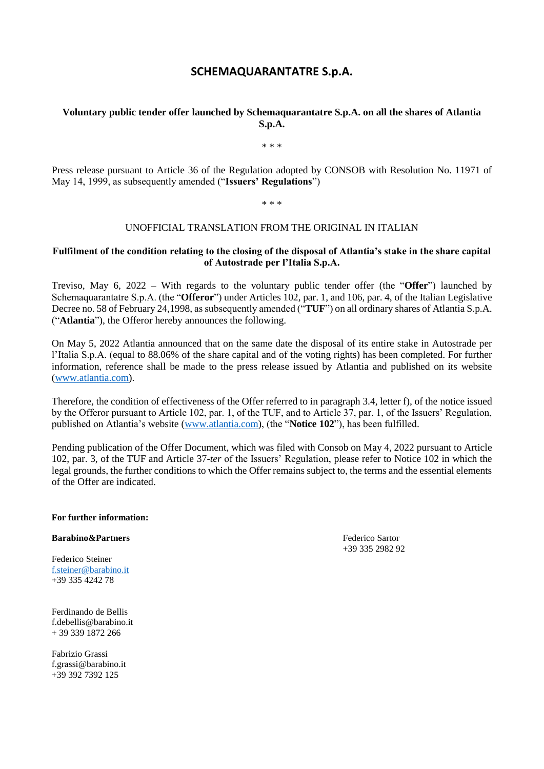# SCHEMAQUARANTATRE S.p.A.

**Voluntary public tender offer launched by Schemaquarantatre S.p.A. on all the shares of Atlantia S.p.A.**

\* \* \*

Press release pursuant to Article 36 of the Regulation adopted by CONSOB with Resolution No. 11971 of May 14, 1999, as subsequently amended ("**Issuers' Regulations**")

\* \* \*

UNOFFICIAL TRANSLATION FROM THE ORIGINAL IN ITALIAN

**Fulfilment of the condition relating to the closing of the disposal of Atlantia's stake in the share capital of Autostrade per l'Italia S.p.A.**

Treviso, May 6, 2022 – With regards to the voluntary public tender offer (the "**Offer**") launched by Schemaquarantatre S.p.A. (the "**Offeror**") under Articles 102, par. 1, and 106, par. 4, of the Italian Legislative Decree no. 58 of February 24,1998, as subsequently amended ("**TUF**") on all ordinary shares of Atlantia S.p.A. ("**Atlantia**"), the Offeror hereby announces the following.

On May 5, 2022 Atlantia announced that on the same date the disposal of its entire stake in Autostrade per l'Italia S.p.A. (equal to 88.06% of the share capital and of the voting rights) has been completed. For further information, reference shall be made to the press release issued by Atlantia and published on its website (www.atlantia.com).

Therefore, the condition of effectiveness of the Offer referred to in paragraph 3.4, letter f), of the notice issued by the Offeror pursuant to Article 102, par. 1, of the TUF, and to Article 37, par. 1, of the Issuers' Regulation, published on Atlantia's website (www.atlantia.com), (the "**Notice 102**"), has been fulfilled.

Pending publication of the Offer Document, which was filed with Consob on May 4, 2022 pursuant to Article 102, par. 3, of the TUF and Article 37-*ter* of the Issuers' Regulation, please refer to Notice 102 in which the legal grounds, the further conditions to which the Offer remains subject to, the terms and the essential elements of the Offer are indicated.

**For further information:**

**Barabino&Partners**

Federico Steiner
f.steiner@barabino.it
+39 335 4242 78

Ferdinando de Bellis
f.debellis@barabino.it
+ 39 339 1872 266

Fabrizio Grassi
f.grassi@barabino.it
+39 392 7392 125

Federico Sartor
+39 335 2982 92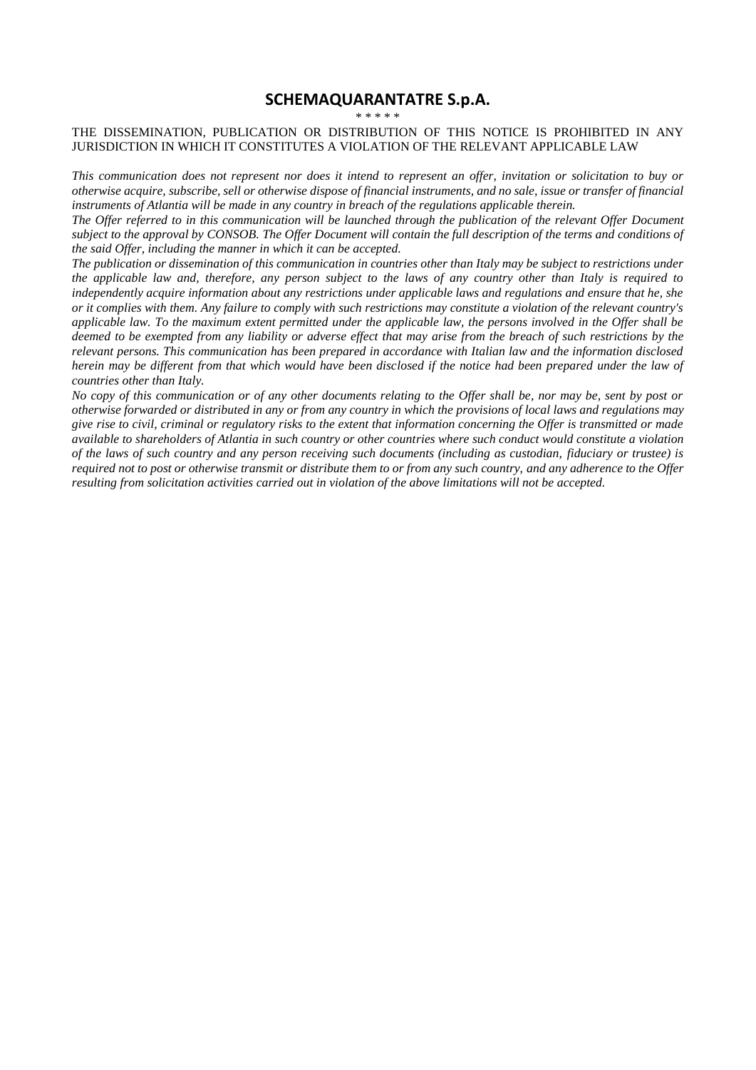# SCHEMAQUARANTATRE S.p.A.

\* \* \* \* \*

THE DISSEMINATION, PUBLICATION OR DISTRIBUTION OF THIS NOTICE IS PROHIBITED IN ANY JURISDICTION IN WHICH IT CONSTITUTES A VIOLATION OF THE RELEVANT APPLICABLE LAW

*This communication does not represent nor does it intend to represent an offer, invitation or solicitation to buy or otherwise acquire, subscribe, sell or otherwise dispose of financial instruments, and no sale, issue or transfer of financial instruments of Atlantia will be made in any country in breach of the regulations applicable therein.*

*The Offer referred to in this communication will be launched through the publication of the relevant Offer Document subject to the approval by CONSOB. The Offer Document will contain the full description of the terms and conditions of the said Offer, including the manner in which it can be accepted.*

*The publication or dissemination of this communication in countries other than Italy may be subject to restrictions under the applicable law and, therefore, any person subject to the laws of any country other than Italy is required to independently acquire information about any restrictions under applicable laws and regulations and ensure that he, she or it complies with them. Any failure to comply with such restrictions may constitute a violation of the relevant country's applicable law. To the maximum extent permitted under the applicable law, the persons involved in the Offer shall be deemed to be exempted from any liability or adverse effect that may arise from the breach of such restrictions by the relevant persons. This communication has been prepared in accordance with Italian law and the information disclosed herein may be different from that which would have been disclosed if the notice had been prepared under the law of countries other than Italy.*

*No copy of this communication or of any other documents relating to the Offer shall be, nor may be, sent by post or otherwise forwarded or distributed in any or from any country in which the provisions of local laws and regulations may give rise to civil, criminal or regulatory risks to the extent that information concerning the Offer is transmitted or made available to shareholders of Atlantia in such country or other countries where such conduct would constitute a violation of the laws of such country and any person receiving such documents (including as custodian, fiduciary or trustee) is required not to post or otherwise transmit or distribute them to or from any such country, and any adherence to the Offer resulting from solicitation activities carried out in violation of the above limitations will not be accepted.*